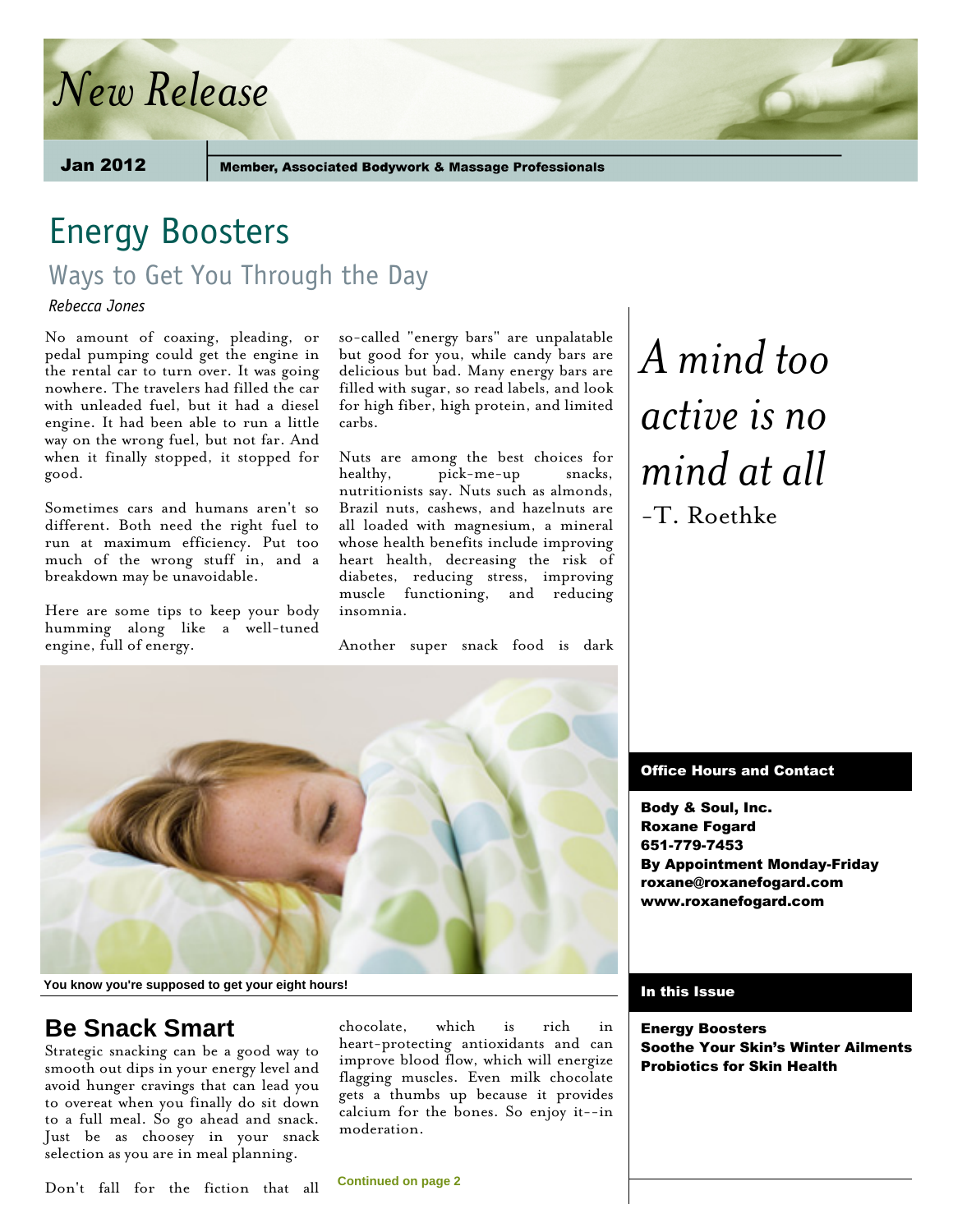# New Release

**Jan 2012** | **Member, Associated Bodywork & Massage Professionals**

## Energy Boosters

### Ways to Get You Through the Day

*Rebecca Jones*

No amount of coaxing, pleading, or pedal pumping could get the engine in the rental car to turn over. It was going nowhere. The travelers had filled the car with unleaded fuel, but it had a diesel engine. It had been able to run a little way on the wrong fuel, but not far. And when it finally stopped, it stopped for good.

Sometimes cars and humans aren't so different. Both need the right fuel to run at maximum efficiency. Put too much of the wrong stuff in, and a breakdown may be unavoidable.

Here are some tips to keep your body humming along like a well-tuned engine, full of energy.

You know you're supposed to get your eight hours!

### Be Snack Smart

Strategic snacking can be a good way to smooth out dips in your energy level and avoid hunger cravings that can lead you to overeat when you finally do sit down to a full meal. So go ahead and snack. Just be as choosey in your snack selection as you are in meal planning.

Don't fall for the fiction that all so-called "energy bars" are unpalatable but good for you, while candy bars are delicious but bad. Many energy bars are filled with sugar, so read labels, and look for high fiber, high protein, and limited carbs.

Nuts are among the best choices for healthy, pick-me-up snacks, nutritionists say. Nuts such as almonds, Brazil nuts, cashews, and hazelnuts are all loaded with magnesium, a mineral whose health benefits include improving heart health, decreasing the risk of diabetes, reducing stress, improving muscle functioning, and reducing insomnia.

Another super snack food is dark chocolate, which is rich in heart-protecting antioxidants and can improve blood flow, which will energize flagging muscles. Even milk chocolate gets a thumbs up because it provides calcium for the bones. So enjoy it--in moderation.

Continued on page 2

*A mind too active is no mind at all*

-T. Roethke

**Office Hours and Contact**

**Body & Soul, Inc.**
**Roxane Fogard**
**651-779-7453**
**By Appointment Monday-Friday**
**roxane@roxanefogard.com**
**www.roxanefogard.com**

**In this Issue**

**Energy Boosters**
**Soothe Your Skin's Winter Ailments**
**Probiotics for Skin Health**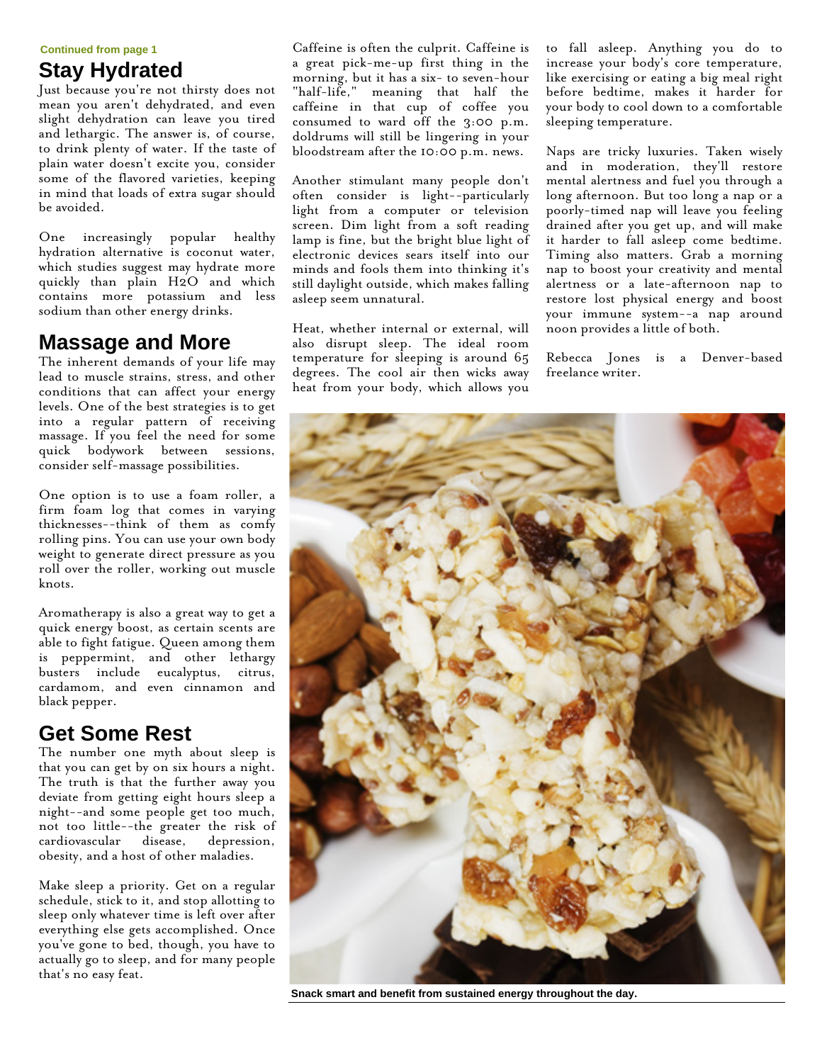Continued from page 1

## Stay Hydrated

Just because you're not thirsty does not mean you aren't dehydrated, and even slight dehydration can leave you tired and lethargic. The answer is, of course, to drink plenty of water. If the taste of plain water doesn't excite you, consider some of the flavored varieties, keeping in mind that loads of extra sugar should be avoided.

One increasingly popular healthy hydration alternative is coconut water, which studies suggest may hydrate more quickly than plain H2O and which contains more potassium and less sodium than other energy drinks.

## Massage and More

The inherent demands of your life may lead to muscle strains, stress, and other conditions that can affect your energy levels. One of the best strategies is to get into a regular pattern of receiving massage. If you feel the need for some quick bodywork between sessions, consider self-massage possibilities.

One option is to use a foam roller, a firm foam log that comes in varying thicknesses--think of them as comfy rolling pins. You can use your own body weight to generate direct pressure as you roll over the roller, working out muscle knots.

Aromatherapy is also a great way to get a quick energy boost, as certain scents are able to fight fatigue. Queen among them is peppermint, and other lethargy busters include eucalyptus, citrus, cardamom, and even cinnamon and black pepper.

## Get Some Rest

The number one myth about sleep is that you can get by on six hours a night. The truth is that the further away you deviate from getting eight hours sleep a night--and some people get too much, not too little--the greater the risk of cardiovascular disease, depression, obesity, and a host of other maladies.

Make sleep a priority. Get on a regular schedule, stick to it, and stop allotting to sleep only whatever time is left over after everything else gets accomplished. Once you've gone to bed, though, you have to actually go to sleep, and for many people that's no easy feat.

Caffeine is often the culprit. Caffeine is a great pick-me-up first thing in the morning, but it has a six- to seven-hour "half-life," meaning that half the caffeine in that cup of coffee you consumed to ward off the 3:00 p.m. doldrums will still be lingering in your bloodstream after the 10:00 p.m. news.

Another stimulant many people don't often consider is light--particularly light from a computer or television screen. Dim light from a soft reading lamp is fine, but the bright blue light of electronic devices sears itself into our minds and fools them into thinking it's still daylight outside, which makes falling asleep seem unnatural.

Heat, whether internal or external, will also disrupt sleep. The ideal room temperature for sleeping is around 65 degrees. The cool air then wicks away heat from your body, which allows you to fall asleep. Anything you do to increase your body's core temperature, like exercising or eating a big meal right before bedtime, makes it harder for your body to cool down to a comfortable sleeping temperature.

Naps are tricky luxuries. Taken wisely and in moderation, they'll restore mental alertness and fuel you through a long afternoon. But too long a nap or a poorly-timed nap will leave you feeling drained after you get up, and will make it harder to fall asleep come bedtime. Timing also matters. Grab a morning nap to boost your creativity and mental alertness or a late-afternoon nap to restore lost physical energy and boost your immune system--a nap around noon provides a little of both.

Rebecca Jones is a Denver-based freelance writer.

**Snack smart and benefit from sustained energy throughout the day.**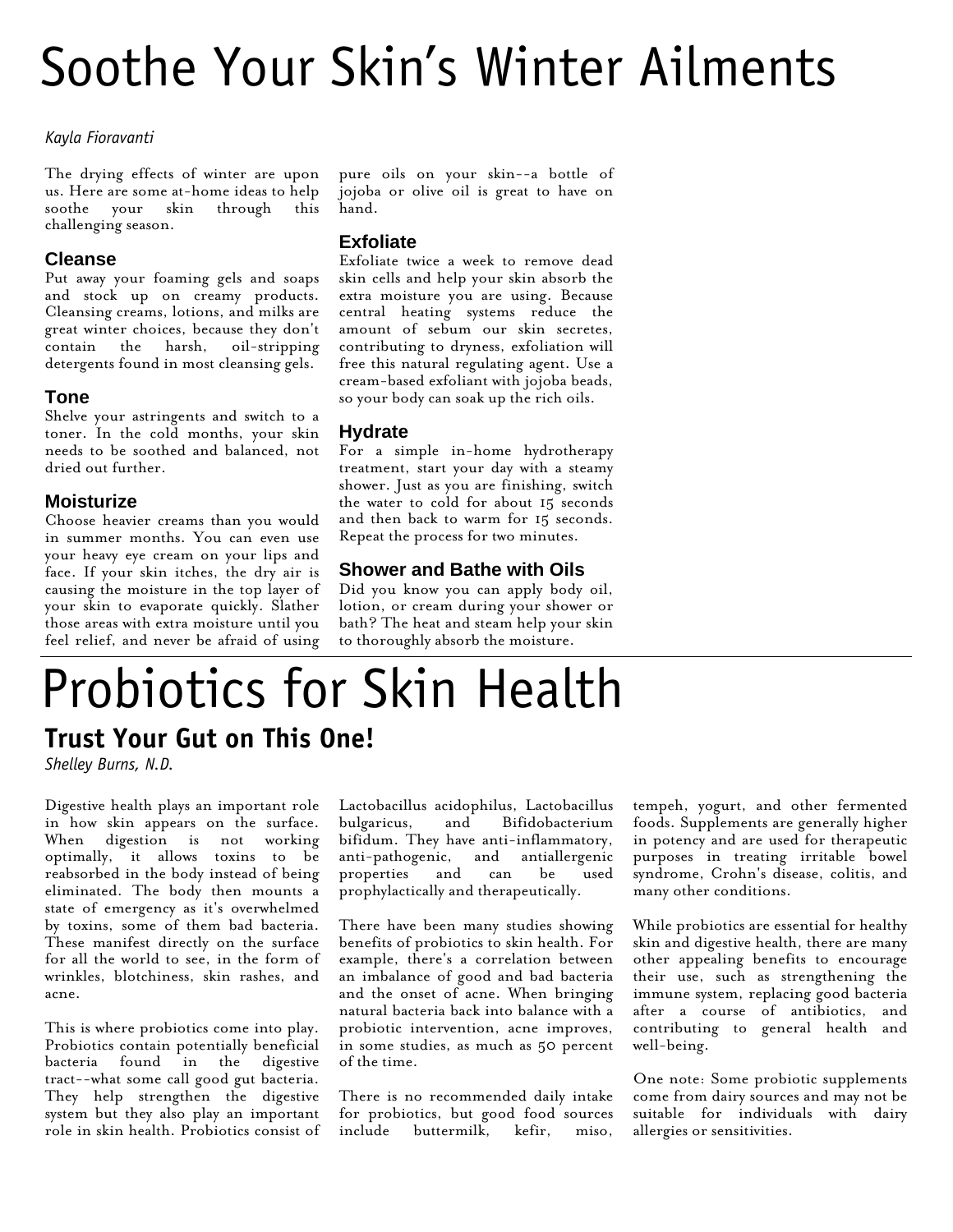# Soothe Your Skin's Winter Ailments

*Kayla Fioravanti*

The drying effects of winter are upon us. Here are some at-home ideas to help soothe your skin through this challenging season.

### Cleanse

Put away your foaming gels and soaps and stock up on creamy products. Cleansing creams, lotions, and milks are great winter choices, because they don't contain the harsh, oil-stripping detergents found in most cleansing gels.

### Tone

Shelve your astringents and switch to a toner. In the cold months, your skin needs to be soothed and balanced, not dried out further.

### Moisturize

Choose heavier creams than you would in summer months. You can even use your heavy eye cream on your lips and face. If your skin itches, the dry air is causing the moisture in the top layer of your skin to evaporate quickly. Slather those areas with extra moisture until you feel relief, and never be afraid of using pure oils on your skin--a bottle of jojoba or olive oil is great to have on hand.

### Exfoliate

Exfoliate twice a week to remove dead skin cells and help your skin absorb the extra moisture you are using. Because central heating systems reduce the amount of sebum our skin secretes, contributing to dryness, exfoliation will free this natural regulating agent. Use a cream-based exfoliant with jojoba beads, so your body can soak up the rich oils.

### Hydrate

For a simple in-home hydrotherapy treatment, start your day with a steamy shower. Just as you are finishing, switch the water to cold for about 15 seconds and then back to warm for 15 seconds. Repeat the process for two minutes.

### Shower and Bathe with Oils

Did you know you can apply body oil, lotion, or cream during your shower or bath? The heat and steam help your skin to thoroughly absorb the moisture.

# Probiotics for Skin Health

## Trust Your Gut on This One!

*Shelley Burns, N.D.*

Digestive health plays an important role in how skin appears on the surface. When digestion is not working optimally, it allows toxins to be reabsorbed in the body instead of being eliminated. The body then mounts a state of emergency as it's overwhelmed by toxins, some of them bad bacteria. These manifest directly on the surface for all the world to see, in the form of wrinkles, blotchiness, skin rashes, and acne.

This is where probiotics come into play. Probiotics contain potentially beneficial bacteria found in the digestive tract--what some call good gut bacteria. They help strengthen the digestive system but they also play an important role in skin health. Probiotics consist of Lactobacillus acidophilus, Lactobacillus bulgaricus, and Bifidobacterium bifidum. They have anti-inflammatory, anti-pathogenic, and antiallergenic properties and can be used prophylactically and therapeutically.

There have been many studies showing benefits of probiotics to skin health. For example, there's a correlation between an imbalance of good and bad bacteria and the onset of acne. When bringing natural bacteria back into balance with a probiotic intervention, acne improves, in some studies, as much as 50 percent of the time.

There is no recommended daily intake for probiotics, but good food sources include buttermilk, kefir, miso, tempeh, yogurt, and other fermented foods. Supplements are generally higher in potency and are used for therapeutic purposes in treating irritable bowel syndrome, Crohn's disease, colitis, and many other conditions.

While probiotics are essential for healthy skin and digestive health, there are many other appealing benefits to encourage their use, such as strengthening the immune system, replacing good bacteria after a course of antibiotics, and contributing to general health and well-being.

One note: Some probiotic supplements come from dairy sources and may not be suitable for individuals with dairy allergies or sensitivities.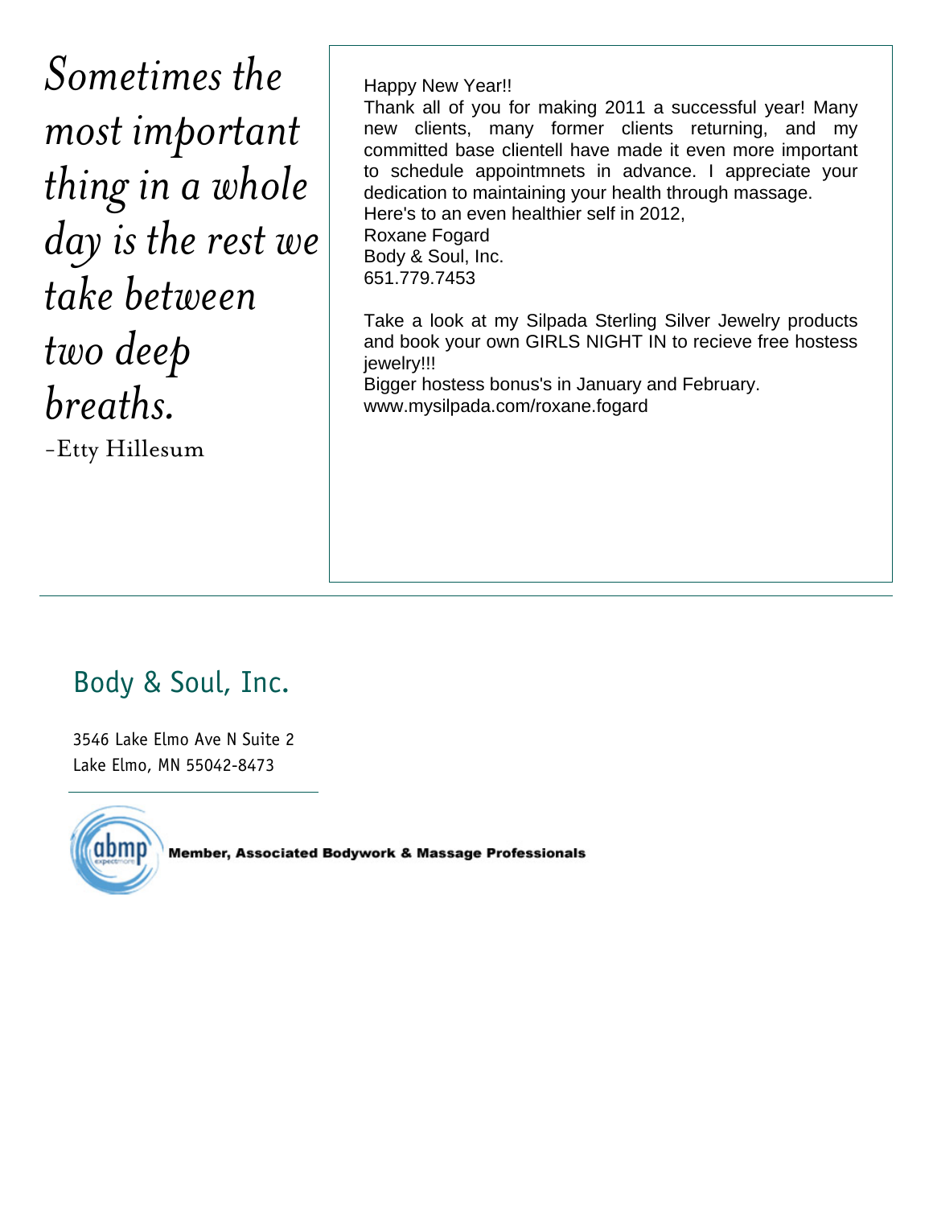*Sometimes the most important thing in a whole day is the rest we take between two deep breaths.*

-Etty Hillesum

Happy New Year!!
Thank all of you for making 2011 a successful year! Many new clients, many former clients returning, and my committed base clientell have made it even more important to schedule appointmnets in advance. I appreciate your dedication to maintaining your health through massage.
Here's to an even healthier self in 2012,
Roxane Fogard
Body & Soul, Inc.
651.779.7453

Take a look at my Silpada Sterling Silver Jewelry products and book your own GIRLS NIGHT IN to recieve free hostess jewelry!!!
Bigger hostess bonus's in January and February.
www.mysilpada.com/roxane.fogard

## Body & Soul, Inc.

3546 Lake Elmo Ave N Suite 2
Lake Elmo, MN 55042-8473

abmp expectmore

**Member, Associated Bodywork & Massage Professionals**